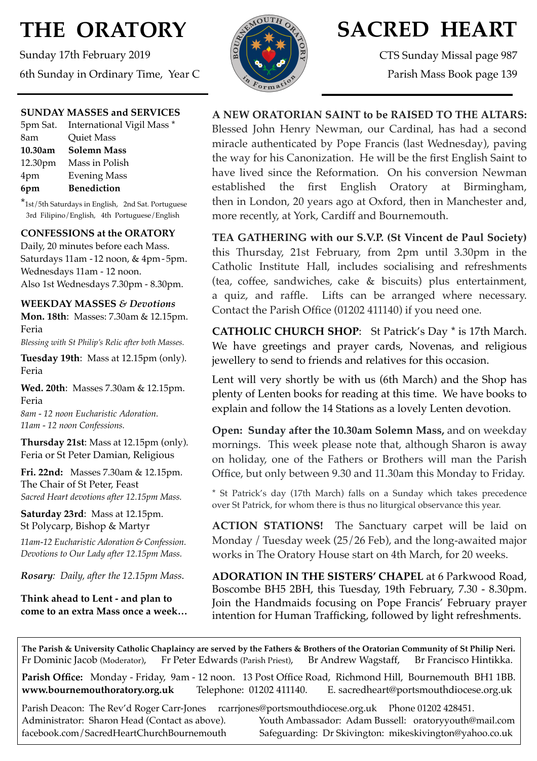# THE ORATORY

Sunday 17th February 2019

6th Sunday in Ordinary Time, Year C

# SACRED HEART

CTS Sunday Missal page 987

Parish Mass Book page 139

## SUNDAY MASSES and SERVICES

| | |
|---|---|
| 5pm Sat. | International Vigil Mass * |
| 8am | Quiet Mass |
| **10.30am** | **Solemn Mass** |
| 12.30pm | Mass in Polish |
| 4pm | Evening Mass |
| **6pm** | **Benediction** |

*1st/5th Saturdays in English, 2nd Sat. Portuguese 3rd Filipino/English, 4th Portuguese/English

## CONFESSIONS at the ORATORY

Daily, 20 minutes before each Mass.
Saturdays 11am - 12 noon, & 4pm - 5pm.
Wednesdays 11am - 12 noon.
Also 1st Wednesdays 7.30pm - 8.30pm.

## WEEKDAY MASSES & *Devotions*

**Mon. 18th**: Masses: 7.30am & 12.15pm. Feria
*Blessing with St Philip's Relic after both Masses.*

**Tuesday 19th**: Mass at 12.15pm (only). Feria

**Wed. 20th**: Masses 7.30am & 12.15pm. Feria
*8am - 12 noon Eucharistic Adoration.*
*11am - 12 noon Confessions.*

**Thursday 21st**: Mass at 12.15pm (only). Feria or St Peter Damian, Religious

**Fri. 22nd:** Masses 7.30am & 12.15pm. The Chair of St Peter, Feast
*Sacred Heart devotions after 12.15pm Mass.*

**Saturday 23rd**: Mass at 12.15pm. St Polycarp, Bishop & Martyr
*11am-12 Eucharistic Adoration & Confession.*
*Devotions to Our Lady after 12.15pm Mass.*

***Rosary****: Daily, after the 12.15pm Mass.*

**Think ahead to Lent - and plan to come to an extra Mass once a week…**

**A NEW ORATORIAN SAINT to be RAISED TO THE ALTARS:** Blessed John Henry Newman, our Cardinal, has had a second miracle authenticated by Pope Francis (last Wednesday), paving the way for his Canonization. He will be the first English Saint to have lived since the Reformation. On his conversion Newman established the first English Oratory at Birmingham, then in London, 20 years ago at Oxford, then in Manchester and, more recently, at York, Cardiff and Bournemouth.

**TEA GATHERING with our S.V.P. (St Vincent de Paul Society)** this Thursday, 21st February, from 2pm until 3.30pm in the Catholic Institute Hall, includes socialising and refreshments (tea, coffee, sandwiches, cake & biscuits) plus entertainment, a quiz, and raffle. Lifts can be arranged where necessary. Contact the Parish Office (01202 411140) if you need one.

**CATHOLIC CHURCH SHOP**: St Patrick's Day * is 17th March. We have greetings and prayer cards, Novenas, and religious jewellery to send to friends and relatives for this occasion.

Lent will very shortly be with us (6th March) and the Shop has plenty of Lenten books for reading at this time. We have books to explain and follow the 14 Stations as a lovely Lenten devotion.

**Open: Sunday after the 10.30am Solemn Mass,** and on weekday mornings. This week please note that, although Sharon is away on holiday, one of the Fathers or Brothers will man the Parish Office, but only between 9.30 and 11.30am this Monday to Friday.

* St Patrick's day (17th March) falls on a Sunday which takes precedence over St Patrick, for whom there is thus no liturgical observance this year.

**ACTION STATIONS!** The Sanctuary carpet will be laid on Monday / Tuesday week (25/26 Feb), and the long-awaited major works in The Oratory House start on 4th March, for 20 weeks.

**ADORATION IN THE SISTERS' CHAPEL** at 6 Parkwood Road, Boscombe BH5 2BH, this Tuesday, 19th February, 7.30 - 8.30pm. Join the Handmaids focusing on Pope Francis' February prayer intention for Human Trafficking, followed by light refreshments.

---

**The Parish & University Catholic Chaplaincy are served by the Fathers & Brothers of the Oratorian Community of St Philip Neri.**
Fr Dominic Jacob (Moderator), Fr Peter Edwards (Parish Priest), Br Andrew Wagstaff, Br Francisco Hintikka.

**Parish Office:** Monday - Friday, 9am - 12 noon. 13 Post Office Road, Richmond Hill, Bournemouth BH1 1BB.
**www.bournemouthoratory.org.uk** Telephone: 01202 411140. E. sacredheart@portsmouthdiocese.org.uk

Parish Deacon: The Rev'd Roger Carr-Jones rcarrjones@portsmouthdiocese.org.uk Phone 01202 428451.
Administrator: Sharon Head (Contact as above). Youth Ambassador: Adam Bussell: oratoryyouth@mail.com
facebook.com/SacredHeartChurchBournemouth Safeguarding: Dr Skivington: mikeskivington@yahoo.co.uk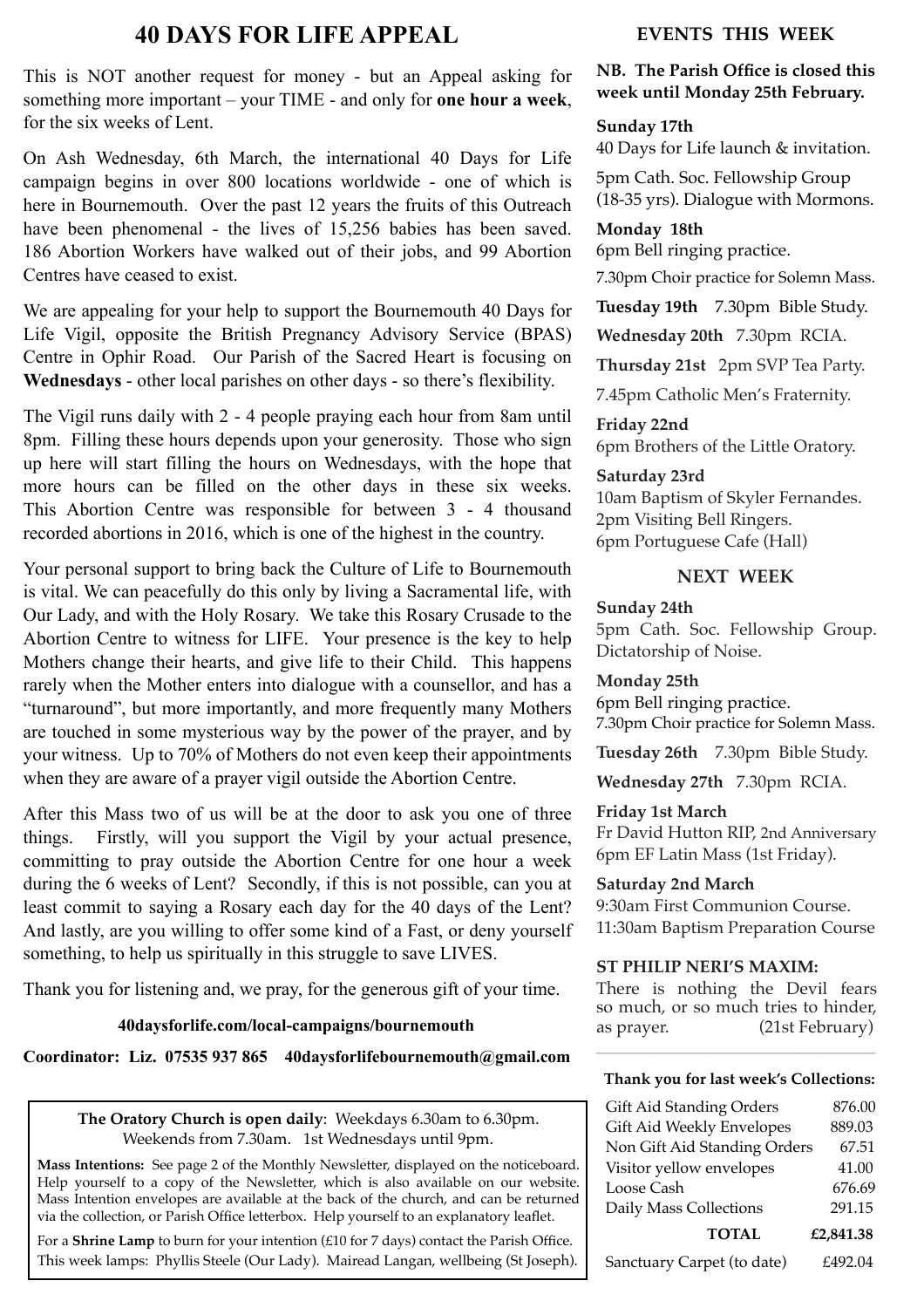# 40 DAYS FOR LIFE APPEAL

This is NOT another request for money - but an Appeal asking for something more important – your TIME - and only for **one hour a week**, for the six weeks of Lent.

On Ash Wednesday, 6th March, the international 40 Days for Life campaign begins in over 800 locations worldwide - one of which is here in Bournemouth. Over the past 12 years the fruits of this Outreach have been phenomenal - the lives of 15,256 babies has been saved. 186 Abortion Workers have walked out of their jobs, and 99 Abortion Centres have ceased to exist.

We are appealing for your help to support the Bournemouth 40 Days for Life Vigil, opposite the British Pregnancy Advisory Service (BPAS) Centre in Ophir Road. Our Parish of the Sacred Heart is focusing on **Wednesdays** - other local parishes on other days - so there's flexibility.

The Vigil runs daily with 2 - 4 people praying each hour from 8am until 8pm. Filling these hours depends upon your generosity. Those who sign up here will start filling the hours on Wednesdays, with the hope that more hours can be filled on the other days in these six weeks. This Abortion Centre was responsible for between 3 - 4 thousand recorded abortions in 2016, which is one of the highest in the country.

Your personal support to bring back the Culture of Life to Bournemouth is vital. We can peacefully do this only by living a Sacramental life, with Our Lady, and with the Holy Rosary. We take this Rosary Crusade to the Abortion Centre to witness for LIFE. Your presence is the key to help Mothers change their hearts, and give life to their Child. This happens rarely when the Mother enters into dialogue with a counsellor, and has a "turnaround", but more importantly, and more frequently many Mothers are touched in some mysterious way by the power of the prayer, and by your witness. Up to 70% of Mothers do not even keep their appointments when they are aware of a prayer vigil outside the Abortion Centre.

After this Mass two of us will be at the door to ask you one of three things. Firstly, will you support the Vigil by your actual presence, committing to pray outside the Abortion Centre for one hour a week during the 6 weeks of Lent? Secondly, if this is not possible, can you at least commit to saying a Rosary each day for the 40 days of the Lent? And lastly, are you willing to offer some kind of a Fast, or deny yourself something, to help us spiritually in this struggle to save LIVES.

Thank you for listening and, we pray, for the generous gift of your time.

**40daysforlife.com/local-campaigns/bournemouth**

**Coordinator: Liz. 07535 937 865 40daysforlifebournemouth@gmail.com**

**The Oratory Church is open daily**: Weekdays 6.30am to 6.30pm. Weekends from 7.30am. 1st Wednesdays until 9pm.

**Mass Intentions:** See page 2 of the Monthly Newsletter, displayed on the noticeboard. Help yourself to a copy of the Newsletter, which is also available on our website. Mass Intention envelopes are available at the back of the church, and can be returned via the collection, or Parish Office letterbox. Help yourself to an explanatory leaflet.

For a **Shrine Lamp** to burn for your intention (£10 for 7 days) contact the Parish Office. This week lamps: Phyllis Steele (Our Lady). Mairead Langan, wellbeing (St Joseph).

## EVENTS THIS WEEK

**NB. The Parish Office is closed this week until Monday 25th February.**

**Sunday 17th**
40 Days for Life launch & invitation.
5pm Cath. Soc. Fellowship Group (18-35 yrs). Dialogue with Mormons.

**Monday 18th**
6pm Bell ringing practice.
7.30pm Choir practice for Solemn Mass.

**Tuesday 19th** 7.30pm Bible Study.

**Wednesday 20th** 7.30pm RCIA.

**Thursday 21st** 2pm SVP Tea Party.
7.45pm Catholic Men's Fraternity.

**Friday 22nd**
6pm Brothers of the Little Oratory.

**Saturday 23rd**
10am Baptism of Skyler Fernandes.
2pm Visiting Bell Ringers.
6pm Portuguese Cafe (Hall)

## NEXT WEEK

**Sunday 24th**
5pm Cath. Soc. Fellowship Group. Dictatorship of Noise.

**Monday 25th**
6pm Bell ringing practice.
7.30pm Choir practice for Solemn Mass.

**Tuesday 26th** 7.30pm Bible Study.

**Wednesday 27th** 7.30pm RCIA.

**Friday 1st March**
Fr David Hutton RIP, 2nd Anniversary
6pm EF Latin Mass (1st Friday).

**Saturday 2nd March**
9:30am First Communion Course.
11:30am Baptism Preparation Course

**ST PHILIP NERI'S MAXIM:**
There is nothing the Devil fears so much, or so much tries to hinder, as prayer. (21st February)

**Thank you for last week's Collections:**

| | |
|---|---|
| Gift Aid Standing Orders | 876.00 |
| Gift Aid Weekly Envelopes | 889.03 |
| Non Gift Aid Standing Orders | 67.51 |
| Visitor yellow envelopes | 41.00 |
| Loose Cash | 676.69 |
| Daily Mass Collections | 291.15 |
| **TOTAL** | **£2,841.38** |
| Sanctuary Carpet (to date) | £492.04 |